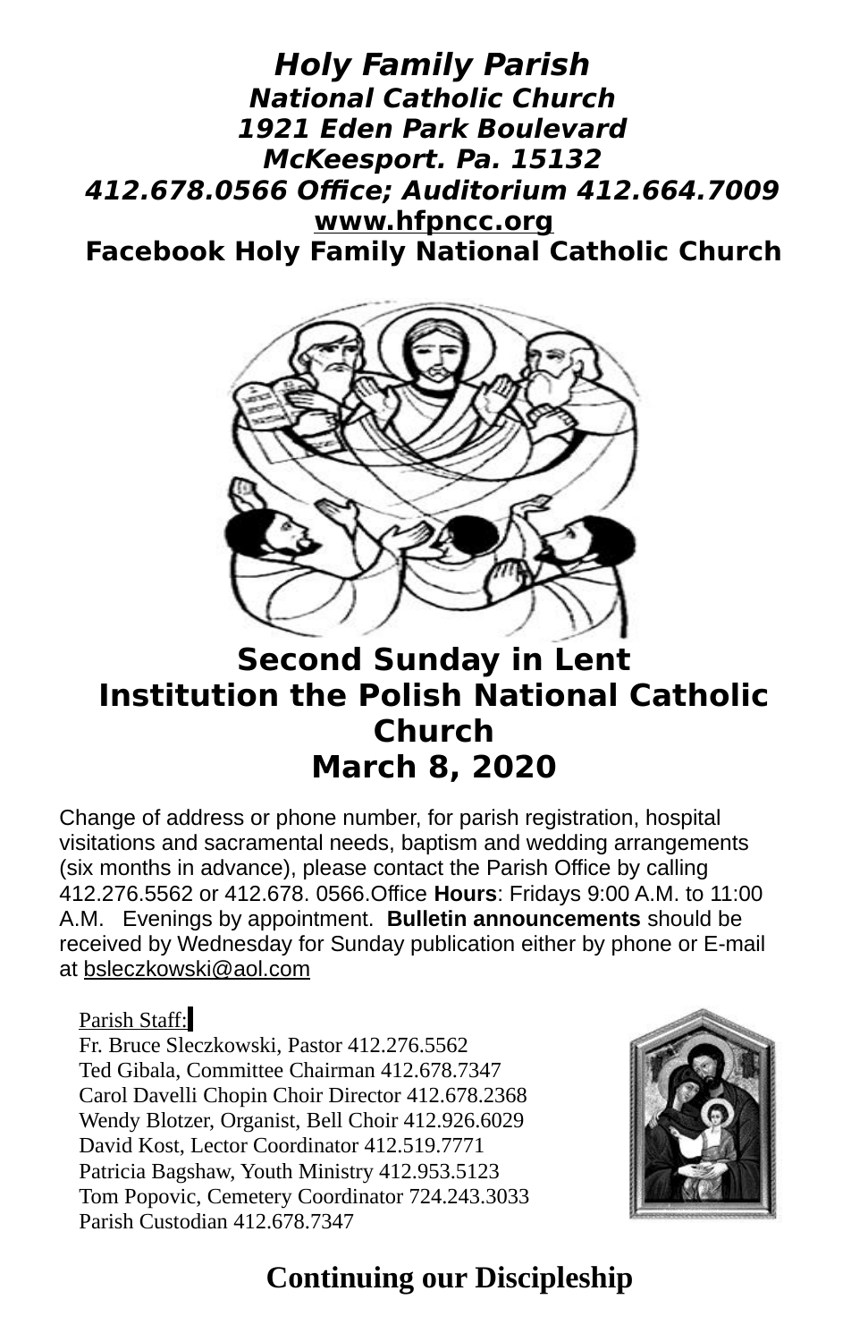# Holy Family Parish

**National Catholic Church**
**1921 Eden Park Boulevard**
**McKeesport. Pa. 15132**
**412.678.0566 Office; Auditorium 412.664.7009**
**www.hfpncc.org**
**Facebook Holy Family National Catholic Church**

## Second Sunday in Lent
## Institution the Polish National Catholic Church
## March 8, 2020

Change of address or phone number, for parish registration, hospital visitations and sacramental needs, baptism and wedding arrangements (six months in advance), please contact the Parish Office by calling 412.276.5562 or 412.678. 0566.Office **Hours**: Fridays 9:00 A.M. to 11:00 A.M. Evenings by appointment. **Bulletin announcements** should be received by Wednesday for Sunday publication either by phone or E-mail at bsleczkowski@aol.com

Parish Staff:
Fr. Bruce Sleczkowski, Pastor 412.276.5562
Ted Gibala, Committee Chairman 412.678.7347
Carol Davelli Chopin Choir Director 412.678.2368
Wendy Blotzer, Organist, Bell Choir 412.926.6029
David Kost, Lector Coordinator 412.519.7771
Patricia Bagshaw, Youth Ministry 412.953.5123
Tom Popovic, Cemetery Coordinator 724.243.3033
Parish Custodian 412.678.7347

## Continuing our Discipleship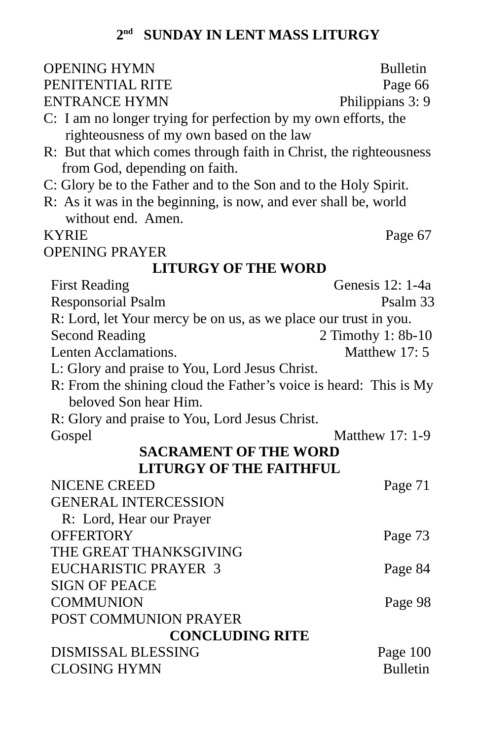# 2nd SUNDAY IN LENT MASS LITURGY

OPENING HYMN Bulletin
PENITENTIAL RITE Page 66
ENTRANCE HYMN Philippians 3: 9

C: I am no longer trying for perfection by my own efforts, the righteousness of my own based on the law

R: But that which comes through faith in Christ, the righteousness from God, depending on faith.

C: Glory be to the Father and to the Son and to the Holy Spirit.

R: As it was in the beginning, is now, and ever shall be, world without end. Amen.

KYRIE Page 67
OPENING PRAYER

## LITURGY OF THE WORD

First Reading Genesis 12: 1-4a
Responsorial Psalm Psalm 33

R: Lord, let Your mercy be on us, as we place our trust in you.

Second Reading 2 Timothy 1: 8b-10
Lenten Acclamations. Matthew 17: 5

L: Glory and praise to You, Lord Jesus Christ.

R: From the shining cloud the Father's voice is heard: This is My beloved Son hear Him.

R: Glory and praise to You, Lord Jesus Christ.

Gospel Matthew 17: 1-9

## SACRAMENT OF THE WORD
## LITURGY OF THE FAITHFUL

NICENE CREED Page 71
GENERAL INTERCESSION

R: Lord, Hear our Prayer

OFFERTORY Page 73
THE GREAT THANKSGIVING
EUCHARISTIC PRAYER 3 Page 84
SIGN OF PEACE
COMMUNION Page 98
POST COMMUNION PRAYER

## CONCLUDING RITE

DISMISSAL BLESSING Page 100
CLOSING HYMN Bulletin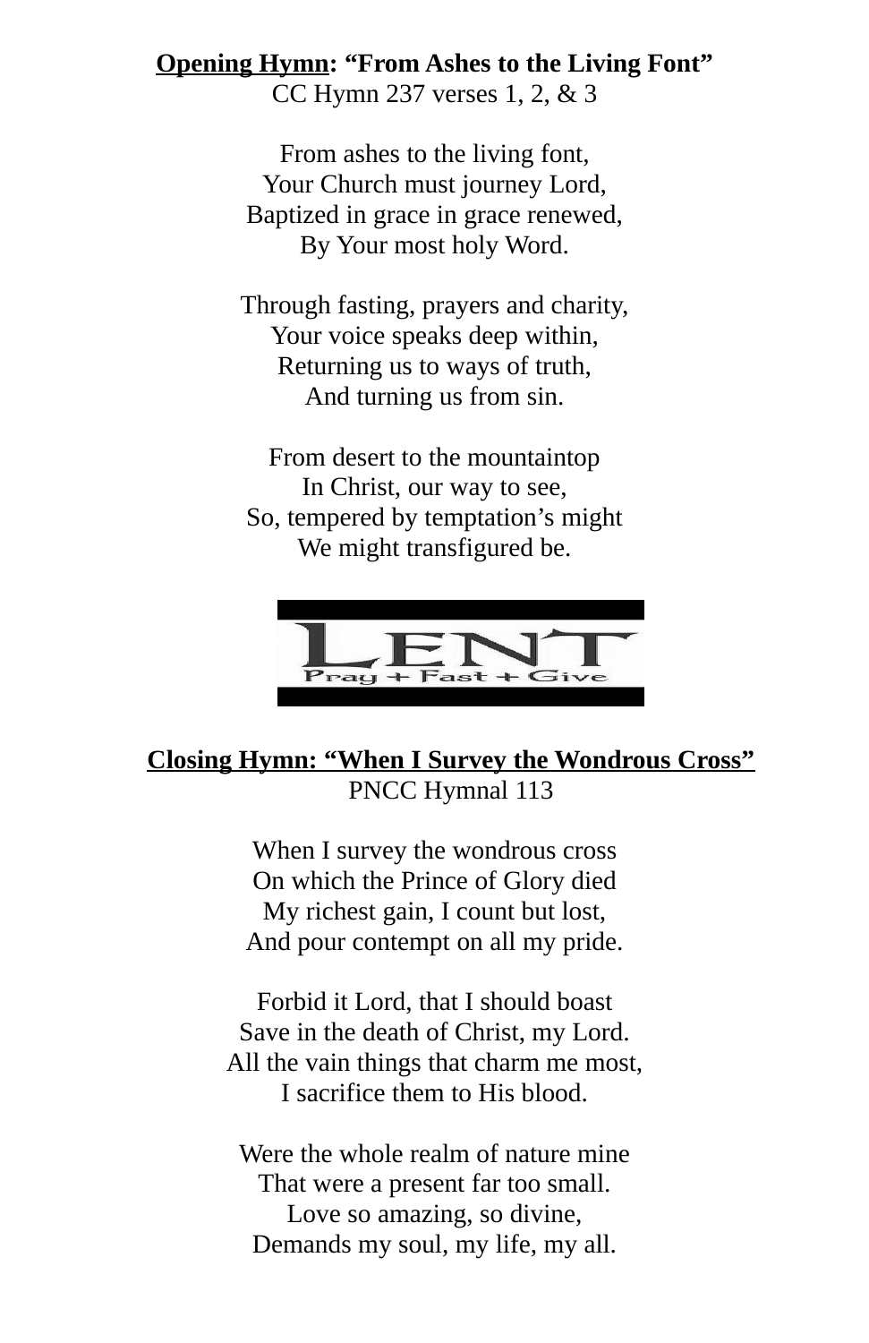**<u>Opening Hymn</u>: "From Ashes to the Living Font"**
CC Hymn 237 verses 1, 2, & 3

From ashes to the living font,
Your Church must journey Lord,
Baptized in grace in grace renewed,
By Your most holy Word.

Through fasting, prayers and charity,
Your voice speaks deep within,
Returning us to ways of truth,
And turning us from sin.

From desert to the mountaintop
In Christ, our way to see,
So, tempered by temptation's might
We might transfigured be.

LENT
Pray + Fast + Give

**<u>Closing Hymn: "When I Survey the Wondrous Cross"</u>**
PNCC Hymnal 113

When I survey the wondrous cross
On which the Prince of Glory died
My richest gain, I count but lost,
And pour contempt on all my pride.

Forbid it Lord, that I should boast
Save in the death of Christ, my Lord.
All the vain things that charm me most,
I sacrifice them to His blood.

Were the whole realm of nature mine
That were a present far too small.
Love so amazing, so divine,
Demands my soul, my life, my all.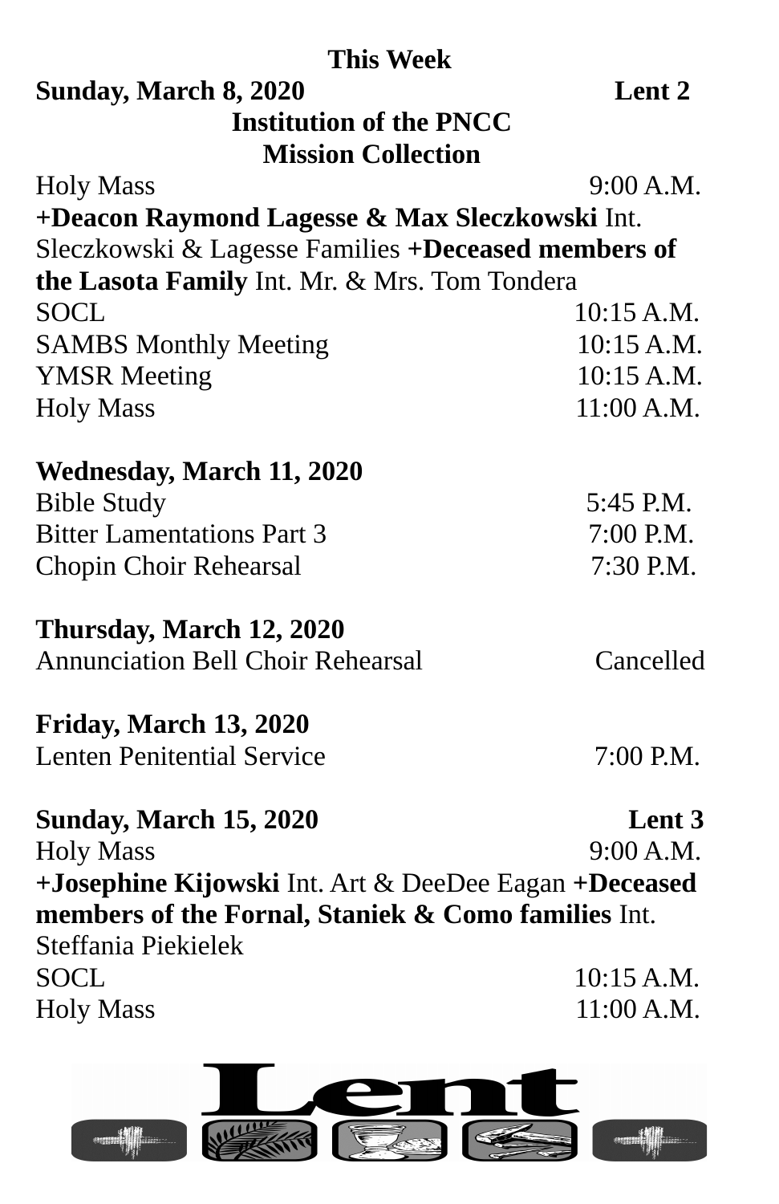## This Week

**Sunday, March 8, 2020** **Lent 2**

**Institution of the PNCC**

**Mission Collection**

Holy Mass 9:00 A.M.

**+Deacon Raymond Lagesse & Max Sleczkowski** Int. Sleczkowski & Lagesse Families **+Deceased members of the Lasota Family** Int. Mr. & Mrs. Tom Tondera

SOCL 10:15 A.M.

SAMBS Monthly Meeting 10:15 A.M.

YMSR Meeting 10:15 A.M.

Holy Mass 11:00 A.M.

**Wednesday, March 11, 2020**

Bible Study 5:45 P.M.

Bitter Lamentations Part 3 7:00 P.M.

Chopin Choir Rehearsal 7:30 P.M.

**Thursday, March 12, 2020**

Annunciation Bell Choir Rehearsal Cancelled

**Friday, March 13, 2020**

Lenten Penitential Service 7:00 P.M.

**Sunday, March 15, 2020** **Lent 3**

Holy Mass 9:00 A.M.

**+Josephine Kijowski** Int. Art & DeeDee Eagan **+Deceased members of the Fornal, Staniek & Como families** Int. Steffania Piekielek

SOCL 10:15 A.M.

Holy Mass 11:00 A.M.

Lent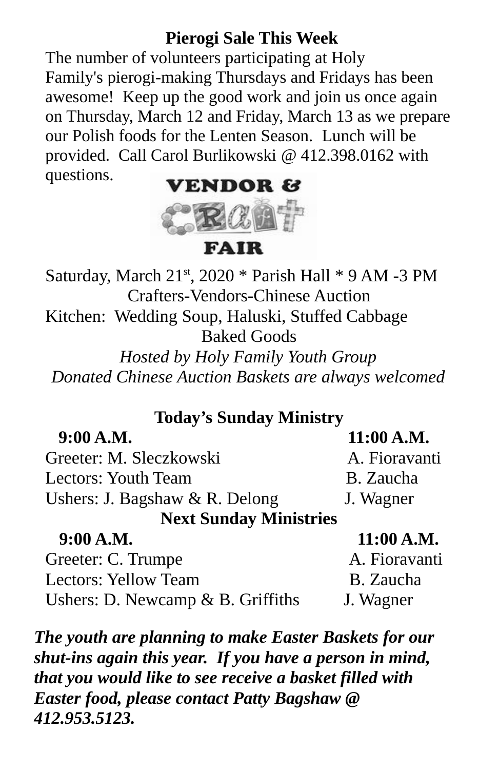## Pierogi Sale This Week

The number of volunteers participating at Holy Family's pierogi-making Thursdays and Fridays has been awesome! Keep up the good work and join us once again on Thursday, March 12 and Friday, March 13 as we prepare our Polish foods for the Lenten Season. Lunch will be provided. Call Carol Burlikowski @ 412.398.0162 with questions.

## VENDOR & CRAFT FAIR

Saturday, March 21st, 2020 * Parish Hall * 9 AM -3 PM

Crafters-Vendors-Chinese Auction

Kitchen: Wedding Soup, Haluski, Stuffed Cabbage

Baked Goods

*Hosted by Holy Family Youth Group*

*Donated Chinese Auction Baskets are always welcomed*

## Today's Sunday Ministry

| | 9:00 A.M. | 11:00 A.M. |
|---|---|---|
| Greeter: | M. Sleczkowski | A. Fioravanti |
| Lectors: | Youth Team | B. Zaucha |
| Ushers: | J. Bagshaw & R. Delong | J. Wagner |

## Next Sunday Ministries

| | 9:00 A.M. | 11:00 A.M. |
|---|---|---|
| Greeter: | C. Trumpe | A. Fioravanti |
| Lectors: | Yellow Team | B. Zaucha |
| Ushers: | D. Newcamp & B. Griffiths | J. Wagner |

***The youth are planning to make Easter Baskets for our shut-ins again this year. If you have a person in mind, that you would like to see receive a basket filled with Easter food, please contact Patty Bagshaw @ 412.953.5123.***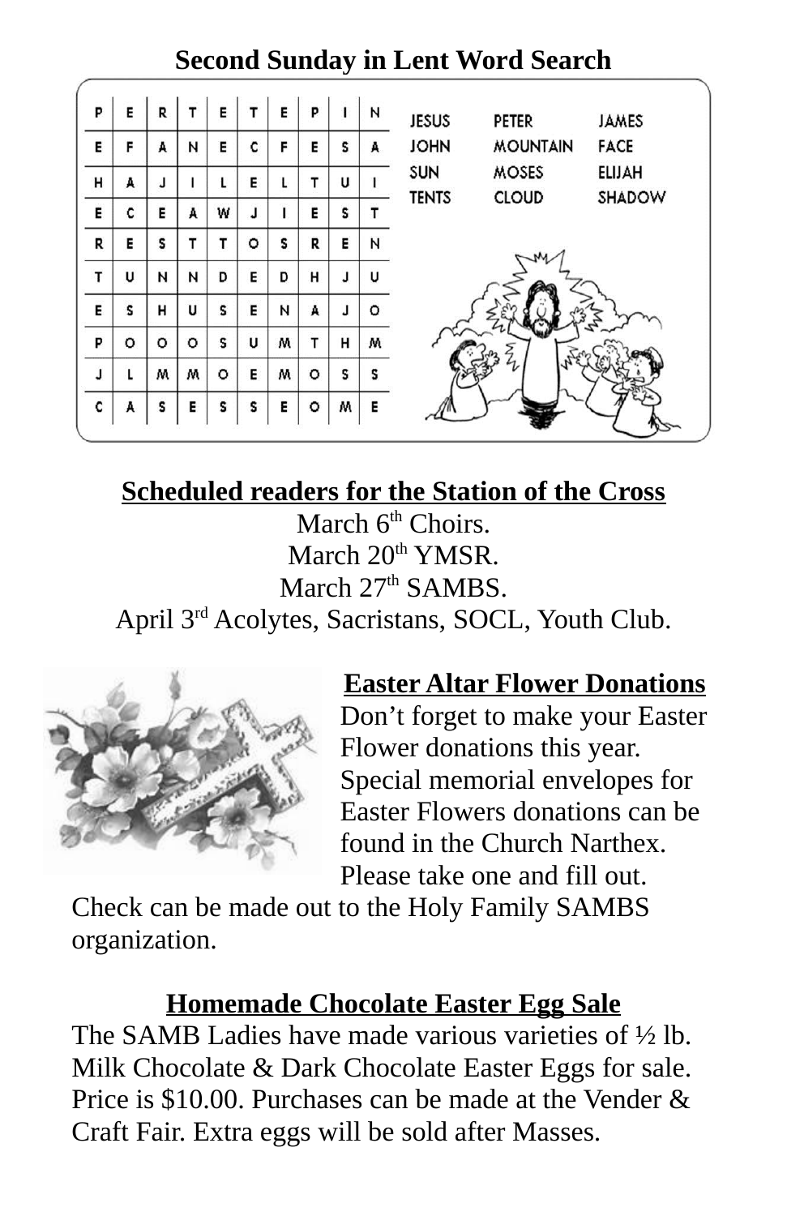## Second Sunday in Lent Word Search

| | | | | | | | | | |
|---|---|---|---|---|---|---|---|---|---|
| P | E | R | T | E | T | E | P | I | N |
| E | F | A | N | E | C | F | E | S | A |
| H | A | J | I | L | E | L | T | U | I |
| E | C | E | A | W | J | I | E | S | T |
| R | E | S | T | T | O | S | R | E | N |
| T | U | N | N | D | E | D | H | J | U |
| E | S | H | U | S | E | N | A | J | O |
| P | O | O | O | S | U | M | T | H | M |
| J | L | M | M | O | E | M | O | S | S |
| C | A | S | E | S | S | E | O | M | E |

| | | |
|---|---|---|
| JESUS | PETER | JAMES |
| JOHN | MOUNTAIN | FACE |
| SUN | MOSES | ELIJAH |
| TENTS | CLOUD | SHADOW |

**Scheduled readers for the Station of the Cross**

March 6th Choirs.
March 20th YMSR.
March 27th SAMBS.
April 3rd Acolytes, Sacristans, SOCL, Youth Club.

**Easter Altar Flower Donations**

Don't forget to make your Easter Flower donations this year. Special memorial envelopes for Easter Flowers donations can be found in the Church Narthex. Please take one and fill out. Check can be made out to the Holy Family SAMBS organization.

**Homemade Chocolate Easter Egg Sale**

The SAMB Ladies have made various varieties of ½ lb. Milk Chocolate & Dark Chocolate Easter Eggs for sale. Price is $10.00. Purchases can be made at the Vender & Craft Fair. Extra eggs will be sold after Masses.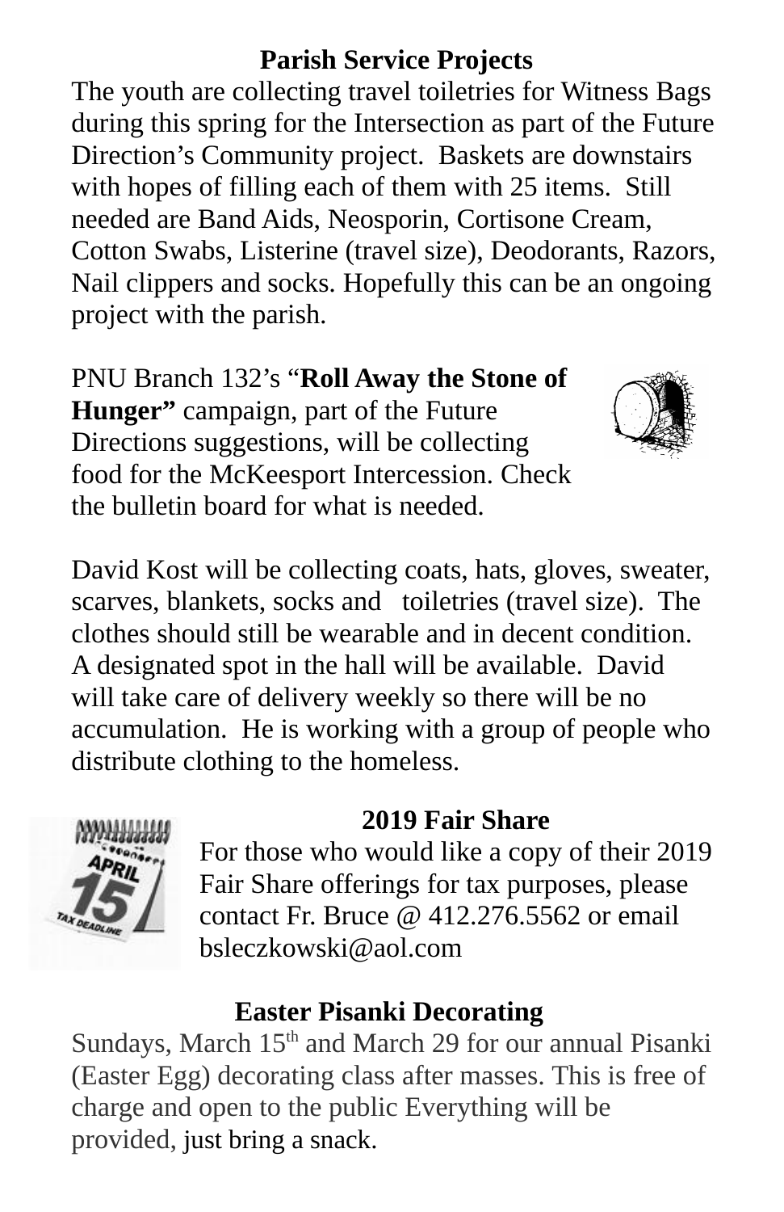## Parish Service Projects

The youth are collecting travel toiletries for Witness Bags during this spring for the Intersection as part of the Future Direction's Community project. Baskets are downstairs with hopes of filling each of them with 25 items. Still needed are Band Aids, Neosporin, Cortisone Cream, Cotton Swabs, Listerine (travel size), Deodorants, Razors, Nail clippers and socks. Hopefully this can be an ongoing project with the parish.

PNU Branch 132's "**Roll Away the Stone of Hunger"** campaign, part of the Future Directions suggestions, will be collecting food for the McKeesport Intercession. Check the bulletin board for what is needed.

David Kost will be collecting coats, hats, gloves, sweater, scarves, blankets, socks and toiletries (travel size). The clothes should still be wearable and in decent condition. A designated spot in the hall will be available. David will take care of delivery weekly so there will be no accumulation. He is working with a group of people who distribute clothing to the homeless.

## 2019 Fair Share

For those who would like a copy of their 2019 Fair Share offerings for tax purposes, please contact Fr. Bruce @ 412.276.5562 or email bsleczkowski@aol.com

## Easter Pisanki Decorating

Sundays, March 15th and March 29 for our annual Pisanki (Easter Egg) decorating class after masses. This is free of charge and open to the public Everything will be provided, just bring a snack.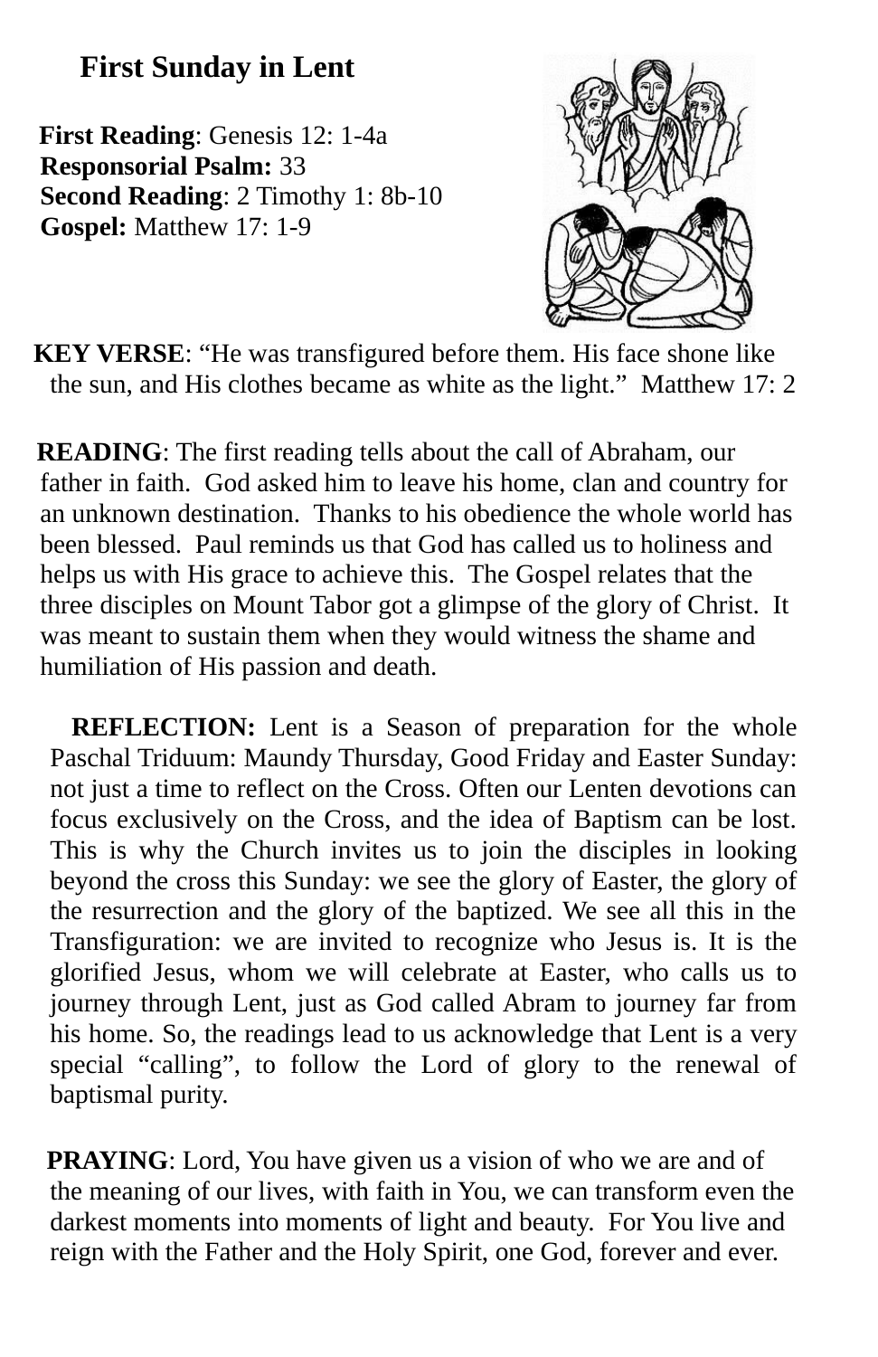# First Sunday in Lent

**First Reading**: Genesis 12: 1-4a
**Responsorial Psalm:** 33
**Second Reading**: 2 Timothy 1: 8b-10
**Gospel:** Matthew 17: 1-9

**KEY VERSE**: “He was transfigured before them. His face shone like the sun, and His clothes became as white as the light.” Matthew 17: 2

**READING**: The first reading tells about the call of Abraham, our father in faith. God asked him to leave his home, clan and country for an unknown destination. Thanks to his obedience the whole world has been blessed. Paul reminds us that God has called us to holiness and helps us with His grace to achieve this. The Gospel relates that the three disciples on Mount Tabor got a glimpse of the glory of Christ. It was meant to sustain them when they would witness the shame and humiliation of His passion and death.

**REFLECTION:** Lent is a Season of preparation for the whole Paschal Triduum: Maundy Thursday, Good Friday and Easter Sunday: not just a time to reflect on the Cross. Often our Lenten devotions can focus exclusively on the Cross, and the idea of Baptism can be lost. This is why the Church invites us to join the disciples in looking beyond the cross this Sunday: we see the glory of Easter, the glory of the resurrection and the glory of the baptized. We see all this in the Transfiguration: we are invited to recognize who Jesus is. It is the glorified Jesus, whom we will celebrate at Easter, who calls us to journey through Lent, just as God called Abram to journey far from his home. So, the readings lead to us acknowledge that Lent is a very special “calling”, to follow the Lord of glory to the renewal of baptismal purity.

**PRAYING**: Lord, You have given us a vision of who we are and of the meaning of our lives, with faith in You, we can transform even the darkest moments into moments of light and beauty. For You live and reign with the Father and the Holy Spirit, one God, forever and ever.